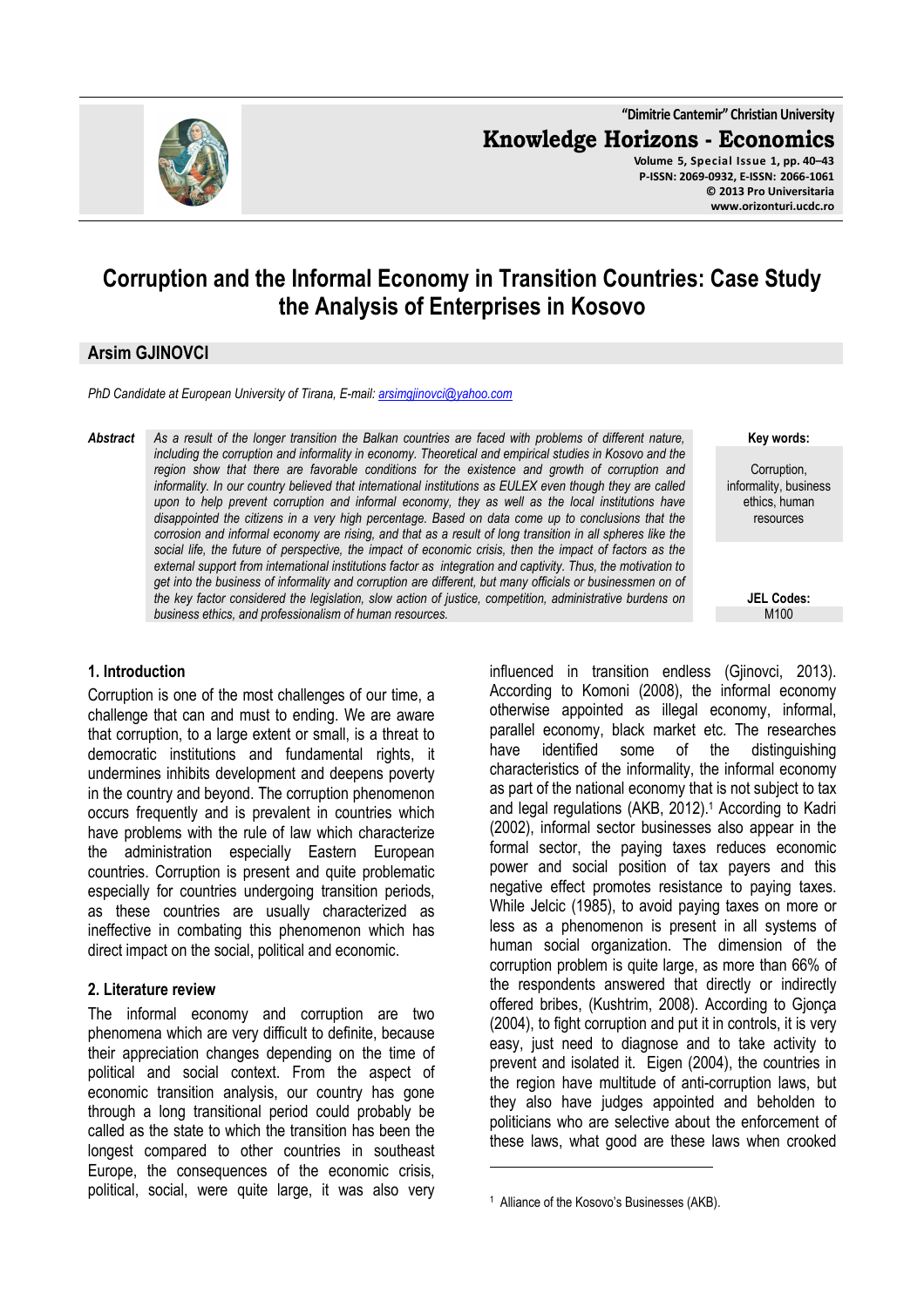# Corruption and the Informal Economy in Transition Countries: Case Study the Analysis of Enterprises in Kosovo

## Arsim GJINOVCI

*PhD Candidate at European University of Tirana, E-mail: arsimgjinovci@yahoo.com*

***Abstract*** *As a result of the longer transition the Balkan countries are faced with problems of different nature, including the corruption and informality in economy. Theoretical and empirical studies in Kosovo and the region show that there are favorable conditions for the existence and growth of corruption and informality. In our country believed that international institutions as EULEX even though they are called upon to help prevent corruption and informal economy, they as well as the local institutions have disappointed the citizens in a very high percentage. Based on data come up to conclusions that the corrosion and informal economy are rising, and that as a result of long transition in all spheres like the social life, the future of perspective, the impact of economic crisis, then the impact of factors as the external support from international institutions factor as integration and captivity. Thus, the motivation to get into the business of informality and corruption are different, but many officials or businessmen on of the key factor considered the legislation, slow action of justice, competition, administrative burdens on business ethics, and professionalism of human resources.*

**Key words:** Corruption, informality, business ethics, human resources

**JEL Codes:** M100

### 1. Introduction

Corruption is one of the most challenges of our time, a challenge that can and must to ending. We are aware that corruption, to a large extent or small, is a threat to democratic institutions and fundamental rights, it undermines inhibits development and deepens poverty in the country and beyond. The corruption phenomenon occurs frequently and is prevalent in countries which have problems with the rule of law which characterize the administration especially Eastern European countries. Corruption is present and quite problematic especially for countries undergoing transition periods, as these countries are usually characterized as ineffective in combating this phenomenon which has direct impact on the social, political and economic.

### 2. Literature review

The informal economy and corruption are two phenomena which are very difficult to definite, because their appreciation changes depending on the time of political and social context. From the aspect of economic transition analysis, our country has gone through a long transitional period could probably be called as the state to which the transition has been the longest compared to other countries in southeast Europe, the consequences of the economic crisis, political, social, were quite large, it was also very influenced in transition endless (Gjinovci, 2013). According to Komoni (2008), the informal economy otherwise appointed as illegal economy, informal, parallel economy, black market etc. The researches have identified some of the distinguishing characteristics of the informality, the informal economy as part of the national economy that is not subject to tax and legal regulations (AKB, 2012).[1] According to Kadri (2002), informal sector businesses also appear in the formal sector, the paying taxes reduces economic power and social position of tax payers and this negative effect promotes resistance to paying taxes. While Jelcic (1985), to avoid paying taxes on more or less as a phenomenon is present in all systems of human social organization. The dimension of the corruption problem is quite large, as more than 66% of the respondents answered that directly or indirectly offered bribes, (Kushtrim, 2008). According to Gjonça (2004), to fight corruption and put it in controls, it is very easy, just need to diagnose and to take activity to prevent and isolated it. Eigen (2004), the countries in the region have multitude of anti-corruption laws, but they also have judges appointed and beholden to politicians who are selective about the enforcement of these laws, what good are these laws when crooked

[1] Alliance of the Kosovo's Businesses (AKB).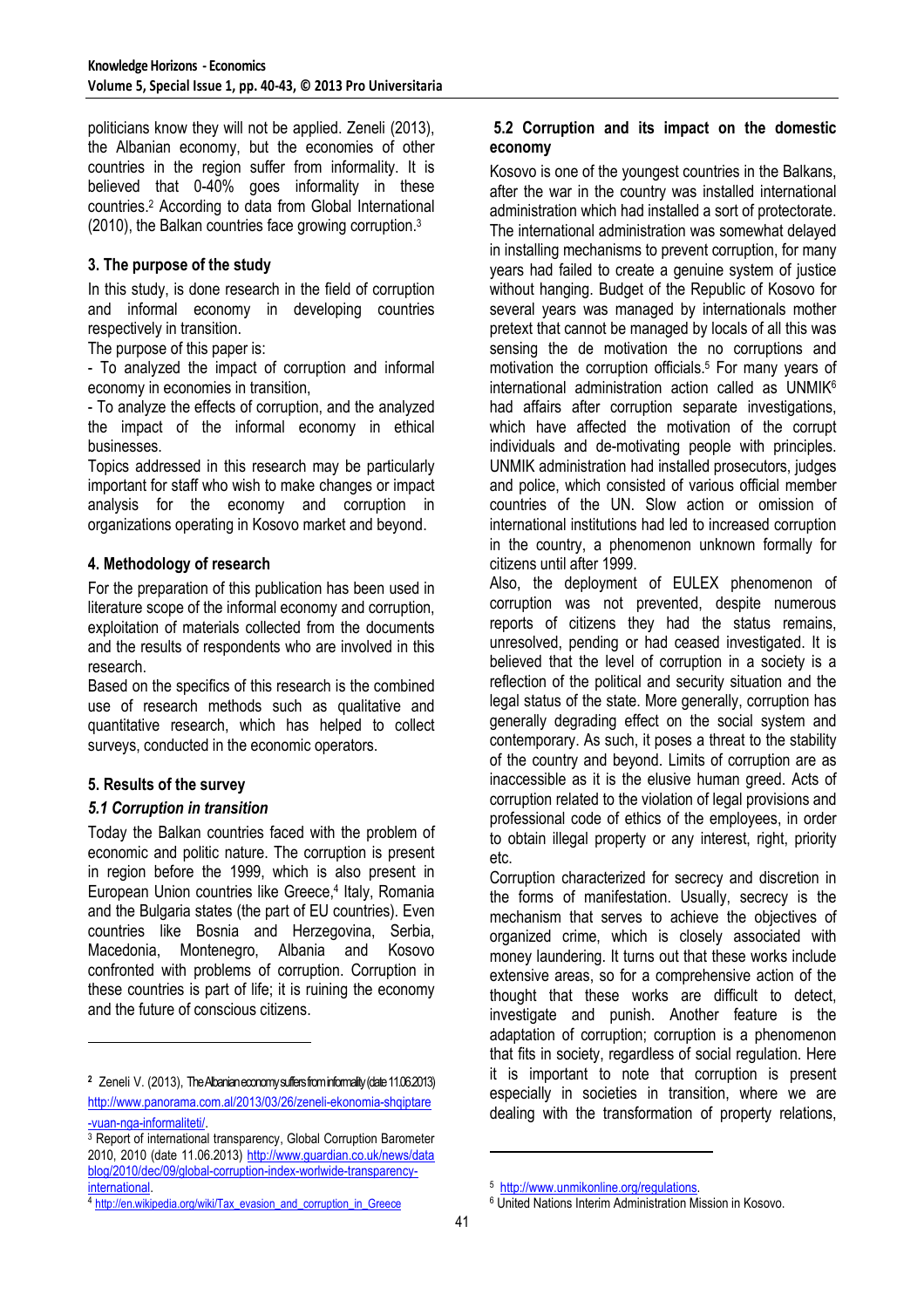politicians know they will not be applied. Zeneli (2013), the Albanian economy, but the economies of other countries in the region suffer from informality. It is believed that 0-40% goes informality in these countries.[2] According to data from Global International (2010), the Balkan countries face growing corruption.[3]

## 3. The purpose of the study

In this study, is done research in the field of corruption and informal economy in developing countries respectively in transition.

The purpose of this paper is:

- To analyzed the impact of corruption and informal economy in economies in transition,
- To analyze the effects of corruption, and the analyzed the impact of the informal economy in ethical businesses.

Topics addressed in this research may be particularly important for staff who wish to make changes or impact analysis for the economy and corruption in organizations operating in Kosovo market and beyond.

## 4. Methodology of research

For the preparation of this publication has been used in literature scope of the informal economy and corruption, exploitation of materials collected from the documents and the results of respondents who are involved in this research.

Based on the specifics of this research is the combined use of research methods such as qualitative and quantitative research, which has helped to collect surveys, conducted in the economic operators.

## 5. Results of the survey

### *5.1 Corruption in transition*

Today the Balkan countries faced with the problem of economic and politic nature. The corruption is present in region before the 1999, which is also present in European Union countries like Greece,[4] Italy, Romania and the Bulgaria states (the part of EU countries). Even countries like Bosnia and Herzegovina, Serbia, Macedonia, Montenegro, Albania and Kosovo confronted with problems of corruption. Corruption in these countries is part of life; it is ruining the economy and the future of conscious citizens.

### 5.2 Corruption and its impact on the domestic economy

Kosovo is one of the youngest countries in the Balkans, after the war in the country was installed international administration which had installed a sort of protectorate. The international administration was somewhat delayed in installing mechanisms to prevent corruption, for many years had failed to create a genuine system of justice without hanging. Budget of the Republic of Kosovo for several years was managed by internationals mother pretext that cannot be managed by locals of all this was sensing the de motivation the no corruptions and motivation the corruption officials.[5] For many years of international administration action called as UNMIK[6] had affairs after corruption separate investigations, which have affected the motivation of the corrupt individuals and de-motivating people with principles. UNMIK administration had installed prosecutors, judges and police, which consisted of various official member countries of the UN. Slow action or omission of international institutions had led to increased corruption in the country, a phenomenon unknown formally for citizens until after 1999.

Also, the deployment of EULEX phenomenon of corruption was not prevented, despite numerous reports of citizens they had the status remains, unresolved, pending or had ceased investigated. It is believed that the level of corruption in a society is a reflection of the political and security situation and the legal status of the state. More generally, corruption has generally degrading effect on the social system and contemporary. As such, it poses a threat to the stability of the country and beyond. Limits of corruption are as inaccessible as it is the elusive human greed. Acts of corruption related to the violation of legal provisions and professional code of ethics of the employees, in order to obtain illegal property or any interest, right, priority etc.

Corruption characterized for secrecy and discretion in the forms of manifestation. Usually, secrecy is the mechanism that serves to achieve the objectives of organized crime, which is closely associated with money laundering. It turns out that these works include extensive areas, so for a comprehensive action of the thought that these works are difficult to detect, investigate and punish. Another feature is the adaptation of corruption; corruption is a phenomenon that fits in society, regardless of social regulation. Here it is important to note that corruption is present especially in societies in transition, where we are dealing with the transformation of property relations,

---

[2] Zeneli V. (2013), The Albanian economy suffers from informality (date 11.06.2013) http://www.panorama.com.al/2013/03/26/zeneli-ekonomia-shqiptare-vuan-nga-informaliteti/.

[3] Report of international transparency, Global Corruption Barometer 2010, 2010 (date 11.06.2013) http://www.guardian.co.uk/news/datablog/2010/dec/09/global-corruption-index-worlwide-transparency-international.

[4] http://en.wikipedia.org/wiki/Tax_evasion_and_corruption_in_Greece

[5] http://www.unmikonline.org/regulations.

[6] United Nations Interim Administration Mission in Kosovo.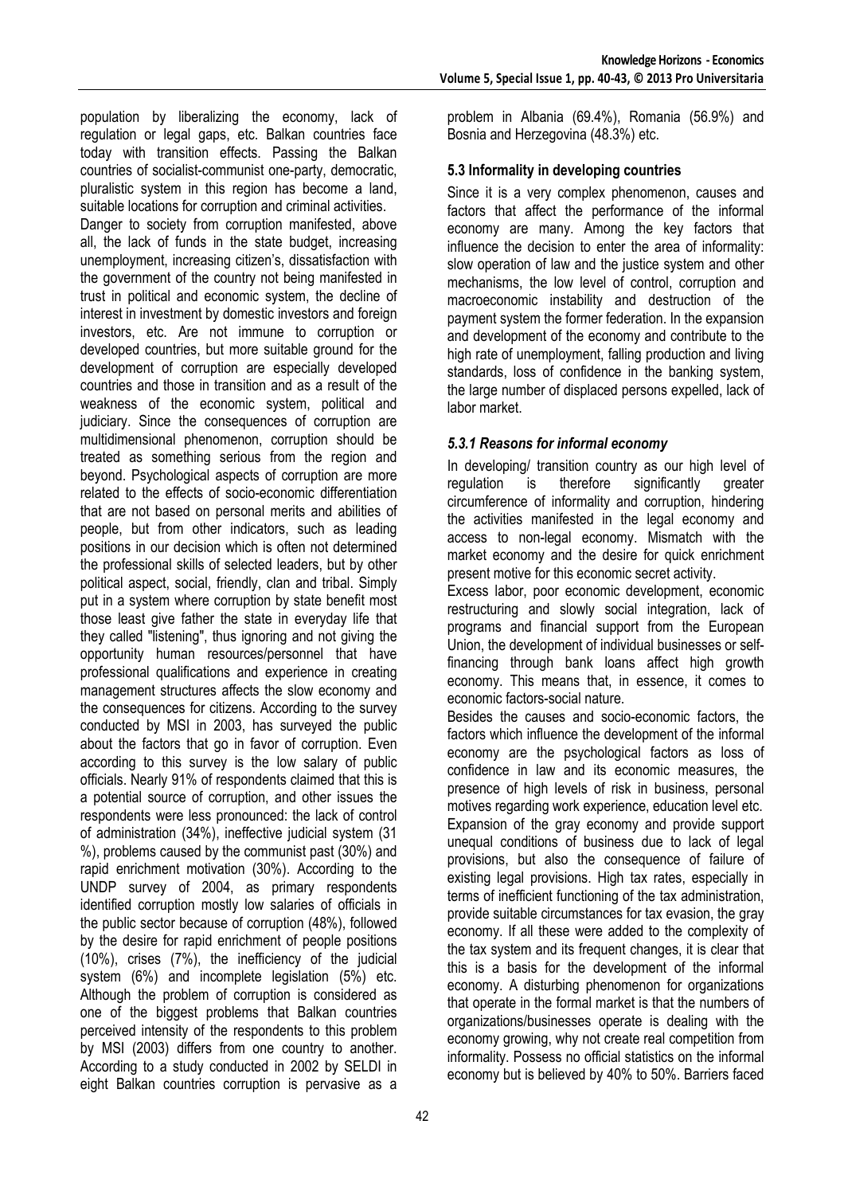population by liberalizing the economy, lack of regulation or legal gaps, etc. Balkan countries face today with transition effects. Passing the Balkan countries of socialist-communist one-party, democratic, pluralistic system in this region has become a land, suitable locations for corruption and criminal activities.

Danger to society from corruption manifested, above all, the lack of funds in the state budget, increasing unemployment, increasing citizen's, dissatisfaction with the government of the country not being manifested in trust in political and economic system, the decline of interest in investment by domestic investors and foreign investors, etc. Are not immune to corruption or developed countries, but more suitable ground for the development of corruption are especially developed countries and those in transition and as a result of the weakness of the economic system, political and judiciary. Since the consequences of corruption are multidimensional phenomenon, corruption should be treated as something serious from the region and beyond. Psychological aspects of corruption are more related to the effects of socio-economic differentiation that are not based on personal merits and abilities of people, but from other indicators, such as leading positions in our decision which is often not determined the professional skills of selected leaders, but by other political aspect, social, friendly, clan and tribal. Simply put in a system where corruption by state benefit most those least give father the state in everyday life that they called "listening", thus ignoring and not giving the opportunity human resources/personnel that have professional qualifications and experience in creating management structures affects the slow economy and the consequences for citizens. According to the survey conducted by MSI in 2003, has surveyed the public about the factors that go in favor of corruption. Even according to this survey is the low salary of public officials. Nearly 91% of respondents claimed that this is a potential source of corruption, and other issues the respondents were less pronounced: the lack of control of administration (34%), ineffective judicial system (31 %), problems caused by the communist past (30%) and rapid enrichment motivation (30%). According to the UNDP survey of 2004, as primary respondents identified corruption mostly low salaries of officials in the public sector because of corruption (48%), followed by the desire for rapid enrichment of people positions (10%), crises (7%), the inefficiency of the judicial system (6%) and incomplete legislation (5%) etc. Although the problem of corruption is considered as one of the biggest problems that Balkan countries perceived intensity of the respondents to this problem by MSI (2003) differs from one country to another. According to a study conducted in 2002 by SELDI in eight Balkan countries corruption is pervasive as a problem in Albania (69.4%), Romania (56.9%) and Bosnia and Herzegovina (48.3%) etc.

### 5.3 Informality in developing countries

Since it is a very complex phenomenon, causes and factors that affect the performance of the informal economy are many. Among the key factors that influence the decision to enter the area of informality: slow operation of law and the justice system and other mechanisms, the low level of control, corruption and macroeconomic instability and destruction of the payment system the former federation. In the expansion and development of the economy and contribute to the high rate of unemployment, falling production and living standards, loss of confidence in the banking system, the large number of displaced persons expelled, lack of labor market.

#### *5.3.1 Reasons for informal economy*

In developing/ transition country as our high level of regulation is therefore significantly greater circumference of informality and corruption, hindering the activities manifested in the legal economy and access to non-legal economy. Mismatch with the market economy and the desire for quick enrichment present motive for this economic secret activity.

Excess labor, poor economic development, economic restructuring and slowly social integration, lack of programs and financial support from the European Union, the development of individual businesses or self-financing through bank loans affect high growth economy. This means that, in essence, it comes to economic factors-social nature.

Besides the causes and socio-economic factors, the factors which influence the development of the informal economy are the psychological factors as loss of confidence in law and its economic measures, the presence of high levels of risk in business, personal motives regarding work experience, education level etc. Expansion of the gray economy and provide support unequal conditions of business due to lack of legal provisions, but also the consequence of failure of existing legal provisions. High tax rates, especially in terms of inefficient functioning of the tax administration, provide suitable circumstances for tax evasion, the gray economy. If all these were added to the complexity of the tax system and its frequent changes, it is clear that this is a basis for the development of the informal economy. A disturbing phenomenon for organizations that operate in the formal market is that the numbers of organizations/businesses operate is dealing with the economy growing, why not create real competition from informality. Possess no official statistics on the informal economy but is believed by 40% to 50%. Barriers faced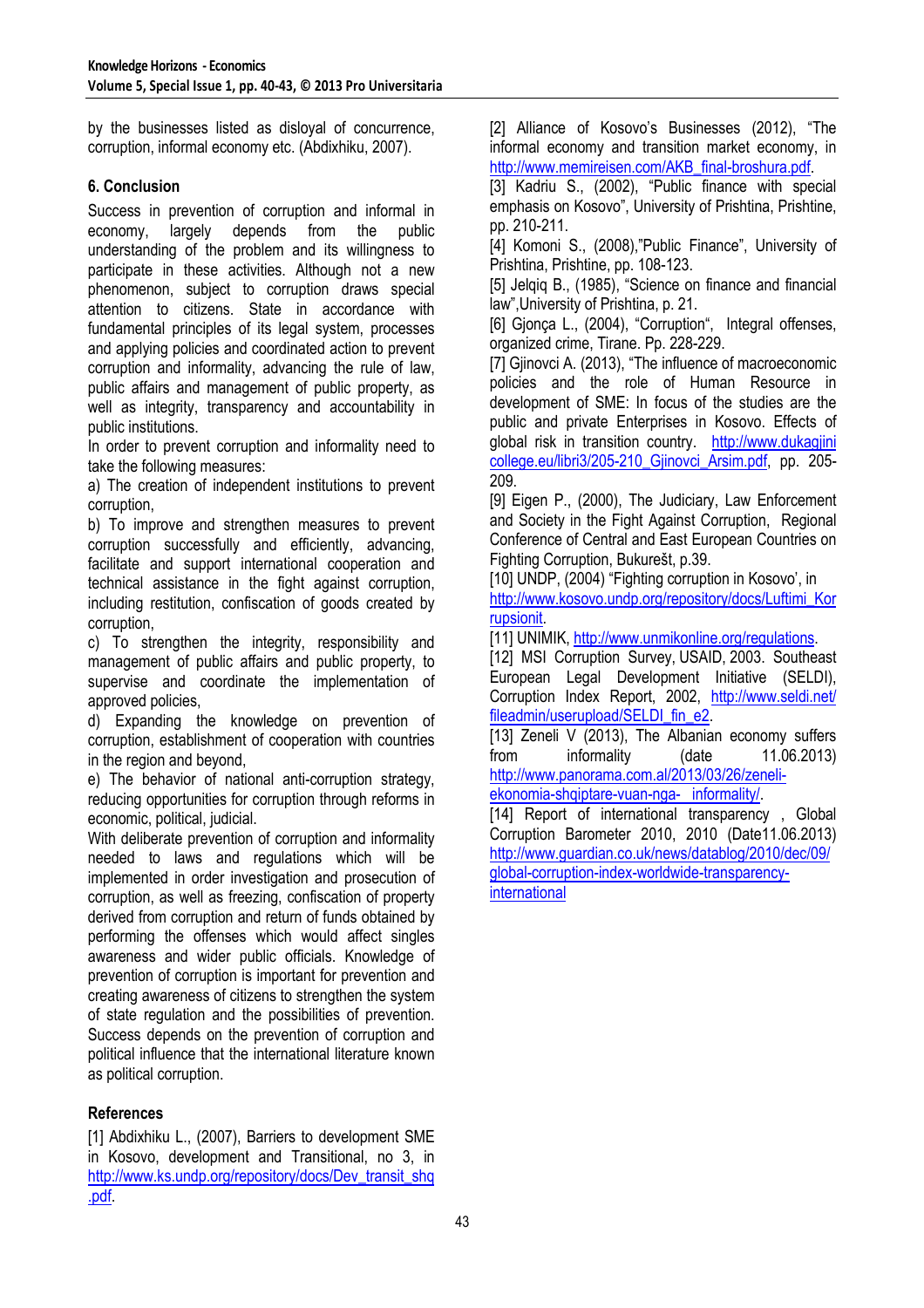by the businesses listed as disloyal of concurrence, corruption, informal economy etc. (Abdixhiku, 2007).

### 6. Conclusion

Success in prevention of corruption and informal in economy, largely depends from the public understanding of the problem and its willingness to participate in these activities. Although not a new phenomenon, subject to corruption draws special attention to citizens. State in accordance with fundamental principles of its legal system, processes and applying policies and coordinated action to prevent corruption and informality, advancing the rule of law, public affairs and management of public property, as well as integrity, transparency and accountability in public institutions.

In order to prevent corruption and informality need to take the following measures:

a) The creation of independent institutions to prevent corruption,

b) To improve and strengthen measures to prevent corruption successfully and efficiently, advancing, facilitate and support international cooperation and technical assistance in the fight against corruption, including restitution, confiscation of goods created by corruption,

c) To strengthen the integrity, responsibility and management of public affairs and public property, to supervise and coordinate the implementation of approved policies,

d) Expanding the knowledge on prevention of corruption, establishment of cooperation with countries in the region and beyond,

e) The behavior of national anti-corruption strategy, reducing opportunities for corruption through reforms in economic, political, judicial.

With deliberate prevention of corruption and informality needed to laws and regulations which will be implemented in order investigation and prosecution of corruption, as well as freezing, confiscation of property derived from corruption and return of funds obtained by performing the offenses which would affect singles awareness and wider public officials. Knowledge of prevention of corruption is important for prevention and creating awareness of citizens to strengthen the system of state regulation and the possibilities of prevention. Success depends on the prevention of corruption and political influence that the international literature known as political corruption.

### References

[1] Abdixhiku L., (2007), Barriers to development SME in Kosovo, development and Transitional, no 3, in http://www.ks.undp.org/repository/docs/Dev_transit_shq.pdf.

[2] Alliance of Kosovo's Businesses (2012), "The informal economy and transition market economy, in http://www.memireisen.com/AKB_final-broshura.pdf.

[3] Kadriu S., (2002), "Public finance with special emphasis on Kosovo", University of Prishtina, Prishtine, pp. 210-211.

[4] Komoni S., (2008),"Public Finance", University of Prishtina, Prishtine, pp. 108-123.

[5] Jelqiq B., (1985), "Science on finance and financial law",University of Prishtina, p. 21.

[6] Gjonça L., (2004), "Corruption", Integral offenses, organized crime, Tirane. Pp. 228-229.

[7] Gjinovci A. (2013), "The influence of macroeconomic policies and the role of Human Resource in development of SME: In focus of the studies are the public and private Enterprises in Kosovo. Effects of global risk in transition country. http://www.dukagjinicollege.eu/libri3/205-210_Gjinovci_Arsim.pdf, pp. 205-209.

[9] Eigen P., (2000), The Judiciary, Law Enforcement and Society in the Fight Against Corruption, Regional Conference of Central and East European Countries on Fighting Corruption, Bukurešt, p.39.

[10] UNDP, (2004) "Fighting corruption in Kosovo', in http://www.kosovo.undp.org/repository/docs/Luftimi_Korrupsionit.

[11] UNIMIK, http://www.unmikonline.org/regulations.

[12] MSI Corruption Survey, USAID, 2003. Southeast European Legal Development Initiative (SELDI), Corruption Index Report, 2002, http://www.seldi.net/fileadmin/userupload/SELDI_fin_e2.

[13] Zeneli V (2013), The Albanian economy suffers from informality (date 11.06.2013) http://www.panorama.com.al/2013/03/26/zeneli-ekonomia-shqiptare-vuan-nga- informality/.

[14] Report of international transparency , Global Corruption Barometer 2010, 2010 (Date11.06.2013) http://www.guardian.co.uk/news/datablog/2010/dec/09/global-corruption-index-worldwide-transparency-international